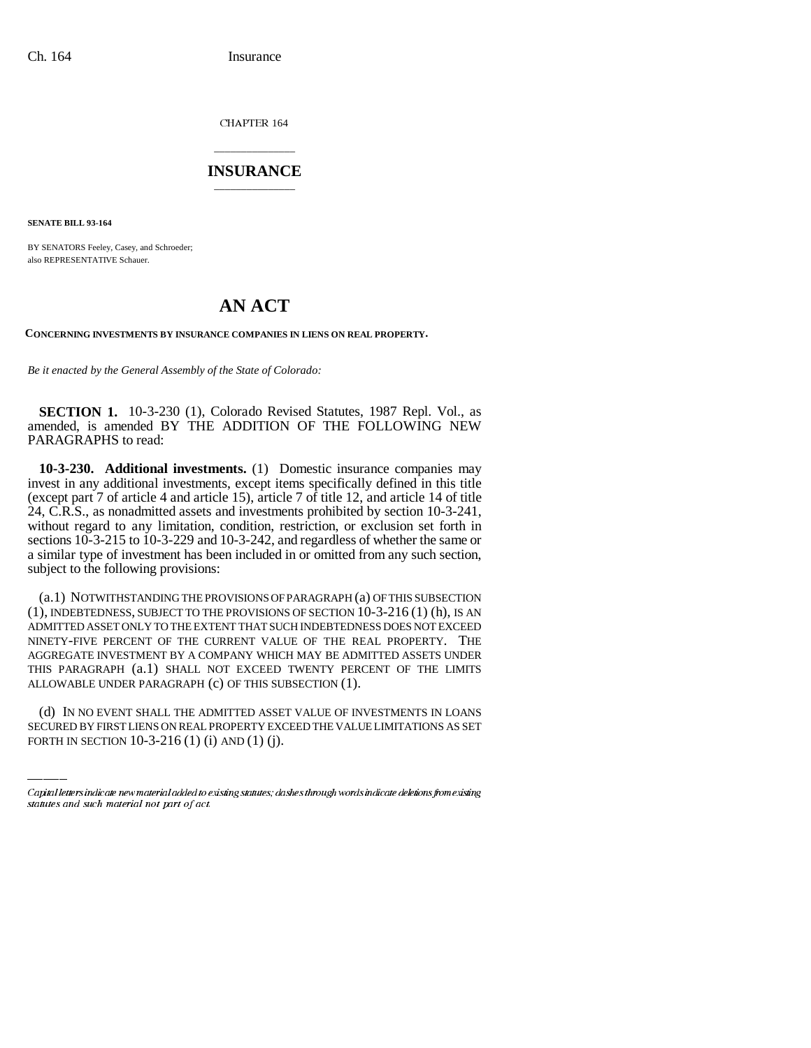CHAPTER 164

# INSURANCE

**SENATE BILL 93-164**

BY SENATORS Feeley, Casey, and Schroeder;
also REPRESENTATIVE Schauer.

# AN ACT

**CONCERNING INVESTMENTS BY INSURANCE COMPANIES IN LIENS ON REAL PROPERTY.**

*Be it enacted by the General Assembly of the State of Colorado:*

**SECTION 1.** 10-3-230 (1), Colorado Revised Statutes, 1987 Repl. Vol., as amended, is amended BY THE ADDITION OF THE FOLLOWING NEW PARAGRAPHS to read:

**10-3-230. Additional investments.** (1) Domestic insurance companies may invest in any additional investments, except items specifically defined in this title (except part 7 of article 4 and article 15), article 7 of title 12, and article 14 of title 24, C.R.S., as nonadmitted assets and investments prohibited by section 10-3-241, without regard to any limitation, condition, restriction, or exclusion set forth in sections 10-3-215 to 10-3-229 and 10-3-242, and regardless of whether the same or a similar type of investment has been included in or omitted from any such section, subject to the following provisions:

(a.1) NOTWITHSTANDING THE PROVISIONS OF PARAGRAPH (a) OF THIS SUBSECTION (1), INDEBTEDNESS, SUBJECT TO THE PROVISIONS OF SECTION 10-3-216 (1) (h), IS AN ADMITTED ASSET ONLY TO THE EXTENT THAT SUCH INDEBTEDNESS DOES NOT EXCEED NINETY-FIVE PERCENT OF THE CURRENT VALUE OF THE REAL PROPERTY. THE AGGREGATE INVESTMENT BY A COMPANY WHICH MAY BE ADMITTED ASSETS UNDER THIS PARAGRAPH (a.1) SHALL NOT EXCEED TWENTY PERCENT OF THE LIMITS ALLOWABLE UNDER PARAGRAPH (c) OF THIS SUBSECTION (1).

(d) IN NO EVENT SHALL THE ADMITTED ASSET VALUE OF INVESTMENTS IN LOANS SECURED BY FIRST LIENS ON REAL PROPERTY EXCEED THE VALUE LIMITATIONS AS SET FORTH IN SECTION 10-3-216 (1) (i) AND (1) (j).

Capital letters indicate new material added to existing statutes; dashes through words indicate deletions from existing statutes and such material not part of act.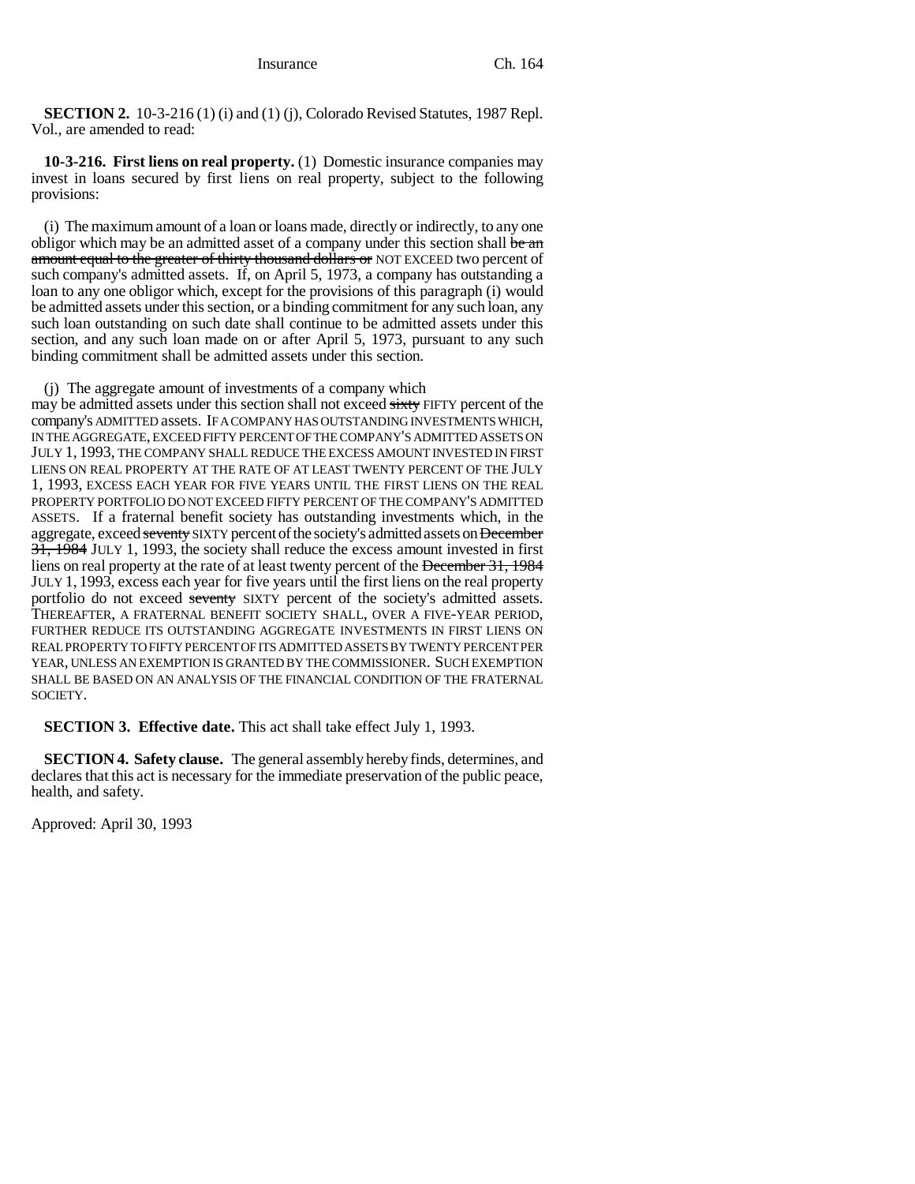**SECTION 2.** 10-3-216 (1) (i) and (1) (j), Colorado Revised Statutes, 1987 Repl. Vol., are amended to read:

**10-3-216. First liens on real property.** (1) Domestic insurance companies may invest in loans secured by first liens on real property, subject to the following provisions:

(i) The maximum amount of a loan or loans made, directly or indirectly, to any one obligor which may be an admitted asset of a company under this section shall ~~be an amount equal to the greater of thirty thousand dollars or~~ NOT EXCEED two percent of such company's admitted assets. If, on April 5, 1973, a company has outstanding a loan to any one obligor which, except for the provisions of this paragraph (i) would be admitted assets under this section, or a binding commitment for any such loan, any such loan outstanding on such date shall continue to be admitted assets under this section, and any such loan made on or after April 5, 1973, pursuant to any such binding commitment shall be admitted assets under this section.

(j) The aggregate amount of investments of a company which may be admitted assets under this section shall not exceed ~~sixty~~ FIFTY percent of the company's ADMITTED assets. IF A COMPANY HAS OUTSTANDING INVESTMENTS WHICH, IN THE AGGREGATE, EXCEED FIFTY PERCENT OF THE COMPANY'S ADMITTED ASSETS ON JULY 1, 1993, THE COMPANY SHALL REDUCE THE EXCESS AMOUNT INVESTED IN FIRST LIENS ON REAL PROPERTY AT THE RATE OF AT LEAST TWENTY PERCENT OF THE JULY 1, 1993, EXCESS EACH YEAR FOR FIVE YEARS UNTIL THE FIRST LIENS ON THE REAL PROPERTY PORTFOLIO DO NOT EXCEED FIFTY PERCENT OF THE COMPANY'S ADMITTED ASSETS. If a fraternal benefit society has outstanding investments which, in the aggregate, exceed ~~seventy~~ SIXTY percent of the society's admitted assets on ~~December 31, 1984~~ JULY 1, 1993, the society shall reduce the excess amount invested in first liens on real property at the rate of at least twenty percent of the ~~December 31, 1984~~ JULY 1, 1993, excess each year for five years until the first liens on the real property portfolio do not exceed ~~seventy~~ SIXTY percent of the society's admitted assets. THEREAFTER, A FRATERNAL BENEFIT SOCIETY SHALL, OVER A FIVE-YEAR PERIOD, FURTHER REDUCE ITS OUTSTANDING AGGREGATE INVESTMENTS IN FIRST LIENS ON REAL PROPERTY TO FIFTY PERCENT OF ITS ADMITTED ASSETS BY TWENTY PERCENT PER YEAR, UNLESS AN EXEMPTION IS GRANTED BY THE COMMISSIONER. SUCH EXEMPTION SHALL BE BASED ON AN ANALYSIS OF THE FINANCIAL CONDITION OF THE FRATERNAL SOCIETY.

**SECTION 3. Effective date.** This act shall take effect July 1, 1993.

**SECTION 4. Safety clause.** The general assembly hereby finds, determines, and declares that this act is necessary for the immediate preservation of the public peace, health, and safety.

Approved: April 30, 1993